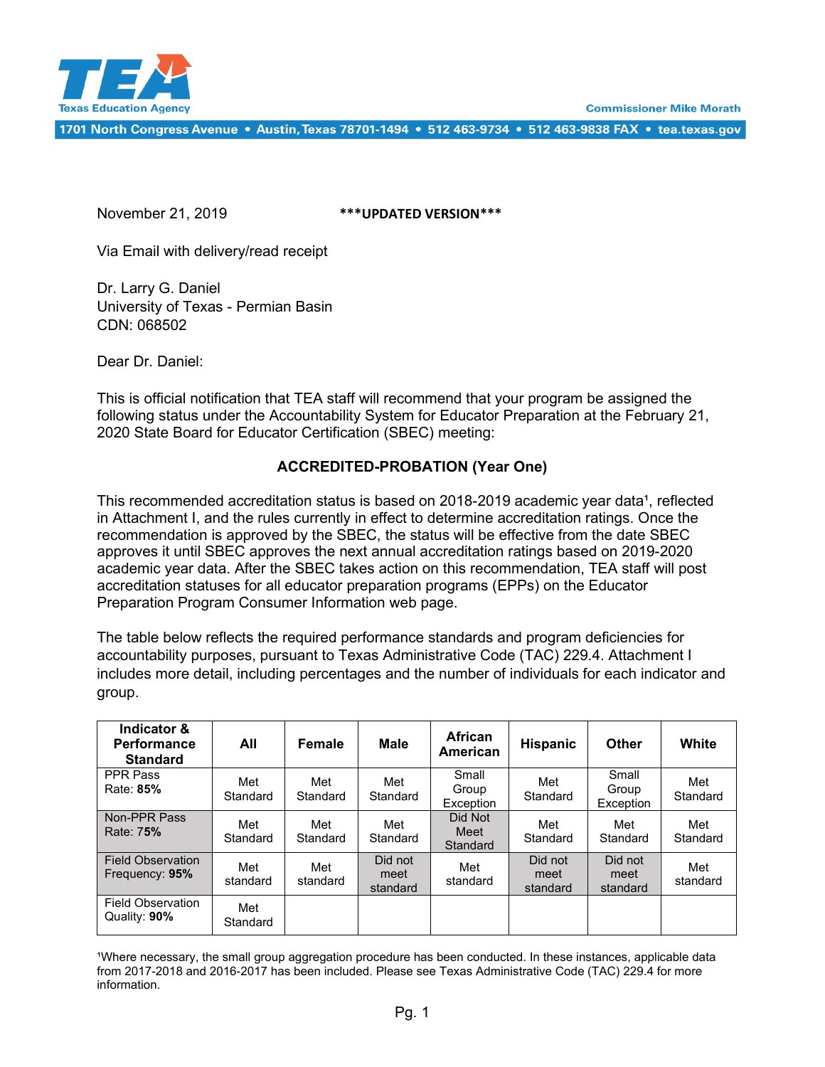Texas Education Agency

Commissioner Mike Morath

1701 North Congress Avenue • Austin, Texas 78701-1494 • 512 463-9734 • 512 463-9838 FAX • tea.texas.gov

November 21, 2019 **\*\*\*UPDATED VERSION\*\*\***

Via Email with delivery/read receipt

Dr. Larry G. Daniel
University of Texas - Permian Basin
CDN: 068502

Dear Dr. Daniel:

This is official notification that TEA staff will recommend that your program be assigned the following status under the Accountability System for Educator Preparation at the February 21, 2020 State Board for Educator Certification (SBEC) meeting:

**ACCREDITED-PROBATION (Year One)**

This recommended accreditation status is based on 2018-2019 academic year data[1], reflected in Attachment I, and the rules currently in effect to determine accreditation ratings. Once the recommendation is approved by the SBEC, the status will be effective from the date SBEC approves it until SBEC approves the next annual accreditation ratings based on 2019-2020 academic year data. After the SBEC takes action on this recommendation, TEA staff will post accreditation statuses for all educator preparation programs (EPPs) on the Educator Preparation Program Consumer Information web page.

The table below reflects the required performance standards and program deficiencies for accountability purposes, pursuant to Texas Administrative Code (TAC) 229.4. Attachment I includes more detail, including percentages and the number of individuals for each indicator and group.

| Indicator & Performance Standard | All | Female | Male | African American | Hispanic | Other | White |
|---|---|---|---|---|---|---|---|
| PPR Pass Rate: **85%** | Met Standard | Met Standard | Met Standard | Small Group Exception | Met Standard | Small Group Exception | Met Standard |
| Non-PPR Pass Rate: **75%** | Met Standard | Met Standard | Met Standard | Did Not Meet Standard | Met Standard | Met Standard | Met Standard |
| Field Observation Frequency: **95%** | Met standard | Met standard | Did not meet standard | Met standard | Did not meet standard | Did not meet standard | Met standard |
| Field Observation Quality: **90%** | Met Standard | | | | | | |

[1]Where necessary, the small group aggregation procedure has been conducted. In these instances, applicable data from 2017-2018 and 2016-2017 has been included. Please see Texas Administrative Code (TAC) 229.4 for more information.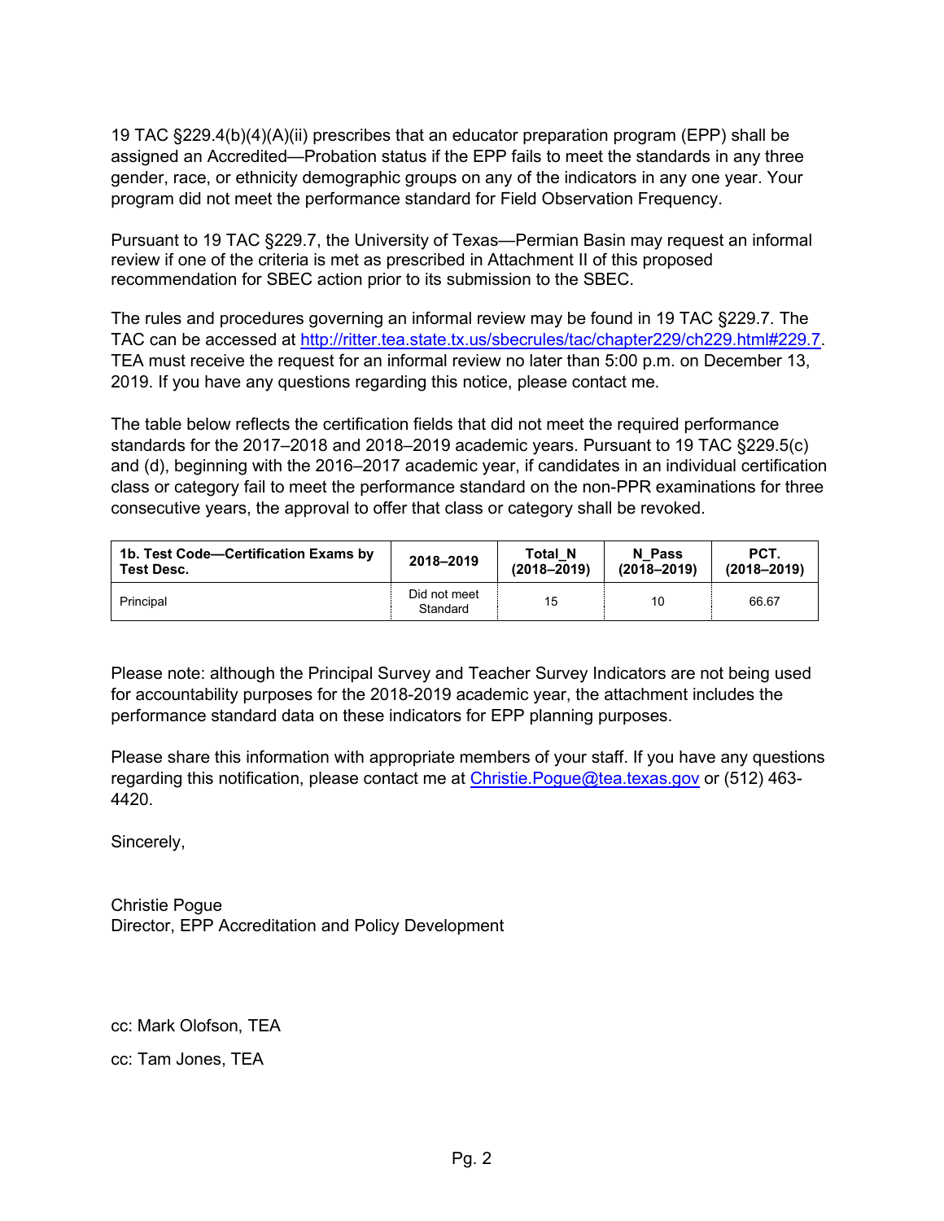19 TAC §229.4(b)(4)(A)(ii) prescribes that an educator preparation program (EPP) shall be assigned an Accredited—Probation status if the EPP fails to meet the standards in any three gender, race, or ethnicity demographic groups on any of the indicators in any one year. Your program did not meet the performance standard for Field Observation Frequency.

Pursuant to 19 TAC §229.7, the University of Texas—Permian Basin may request an informal review if one of the criteria is met as prescribed in Attachment II of this proposed recommendation for SBEC action prior to its submission to the SBEC.

The rules and procedures governing an informal review may be found in 19 TAC §229.7. The TAC can be accessed at [http://ritter.tea.state.tx.us/sbecrules/tac/chapter229/ch229.html#229.7](http://ritter.tea.state.tx.us/sbecrules/tac/chapter229/ch229.html#229.7). TEA must receive the request for an informal review no later than 5:00 p.m. on December 13, 2019. If you have any questions regarding this notice, please contact me.

The table below reflects the certification fields that did not meet the required performance standards for the 2017–2018 and 2018–2019 academic years. Pursuant to 19 TAC §229.5(c) and (d), beginning with the 2016–2017 academic year, if candidates in an individual certification class or category fail to meet the performance standard on the non-PPR examinations for three consecutive years, the approval to offer that class or category shall be revoked.

| 1b. Test Code—Certification Exams by Test Desc. | 2018–2019 | Total_N (2018–2019) | N_Pass (2018–2019) | PCT. (2018–2019) |
|---|---|---|---|---|
| Principal | Did not meet Standard | 15 | 10 | 66.67 |

Please note: although the Principal Survey and Teacher Survey Indicators are not being used for accountability purposes for the 2018-2019 academic year, the attachment includes the performance standard data on these indicators for EPP planning purposes.

Please share this information with appropriate members of your staff. If you have any questions regarding this notification, please contact me at [Christie.Pogue@tea.texas.gov](mailto:Christie.Pogue@tea.texas.gov) or (512) 463-4420.

Sincerely,

Christie Pogue
Director, EPP Accreditation and Policy Development

cc: Mark Olofson, TEA

cc: Tam Jones, TEA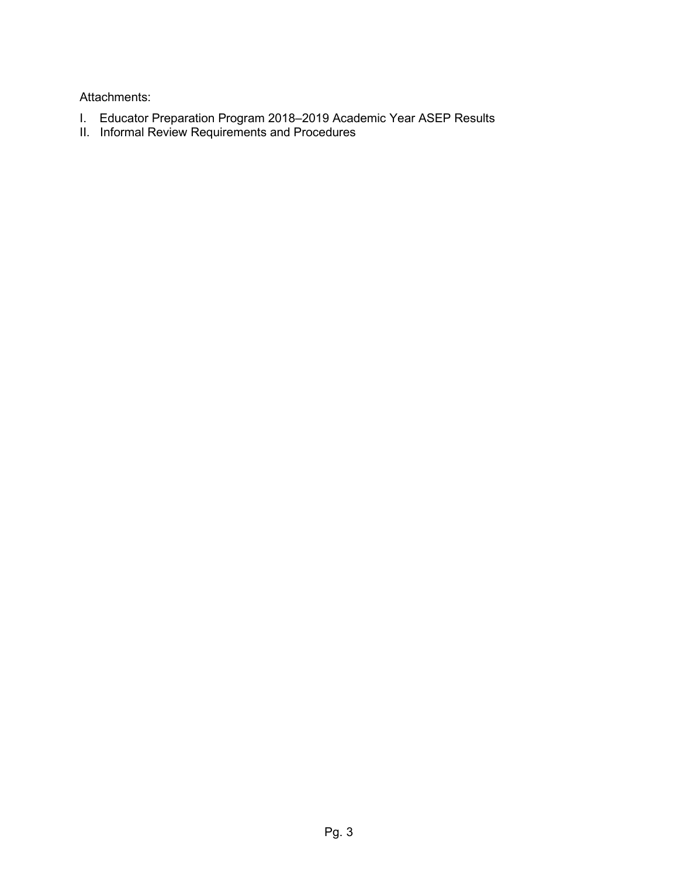Attachments:

I. Educator Preparation Program 2018–2019 Academic Year ASEP Results
II. Informal Review Requirements and Procedures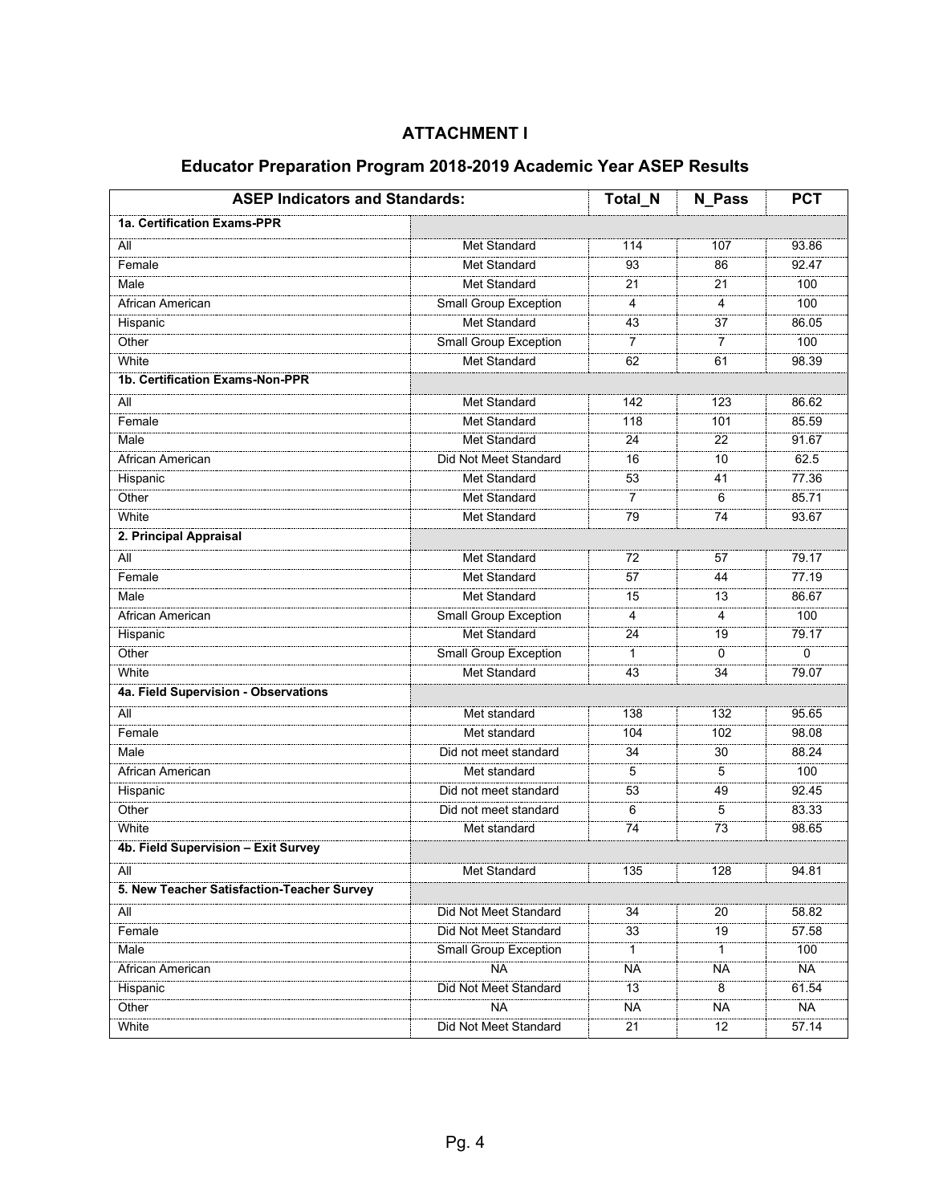## ATTACHMENT I

## Educator Preparation Program 2018-2019 Academic Year ASEP Results

| ASEP Indicators and Standards: | | Total_N | N_Pass | PCT |
|---|---|---|---|---|
| **1a. Certification Exams-PPR** | | | | |
| All | Met Standard | 114 | 107 | 93.86 |
| Female | Met Standard | 93 | 86 | 92.47 |
| Male | Met Standard | 21 | 21 | 100 |
| African American | Small Group Exception | 4 | 4 | 100 |
| Hispanic | Met Standard | 43 | 37 | 86.05 |
| Other | Small Group Exception | 7 | 7 | 100 |
| White | Met Standard | 62 | 61 | 98.39 |
| **1b. Certification Exams-Non-PPR** | | | | |
| All | Met Standard | 142 | 123 | 86.62 |
| Female | Met Standard | 118 | 101 | 85.59 |
| Male | Met Standard | 24 | 22 | 91.67 |
| African American | Did Not Meet Standard | 16 | 10 | 62.5 |
| Hispanic | Met Standard | 53 | 41 | 77.36 |
| Other | Met Standard | 7 | 6 | 85.71 |
| White | Met Standard | 79 | 74 | 93.67 |
| **2. Principal Appraisal** | | | | |
| All | Met Standard | 72 | 57 | 79.17 |
| Female | Met Standard | 57 | 44 | 77.19 |
| Male | Met Standard | 15 | 13 | 86.67 |
| African American | Small Group Exception | 4 | 4 | 100 |
| Hispanic | Met Standard | 24 | 19 | 79.17 |
| Other | Small Group Exception | 1 | 0 | 0 |
| White | Met Standard | 43 | 34 | 79.07 |
| **4a. Field Supervision - Observations** | | | | |
| All | Met standard | 138 | 132 | 95.65 |
| Female | Met standard | 104 | 102 | 98.08 |
| Male | Did not meet standard | 34 | 30 | 88.24 |
| African American | Met standard | 5 | 5 | 100 |
| Hispanic | Did not meet standard | 53 | 49 | 92.45 |
| Other | Did not meet standard | 6 | 5 | 83.33 |
| White | Met standard | 74 | 73 | 98.65 |
| **4b. Field Supervision – Exit Survey** | | | | |
| All | Met Standard | 135 | 128 | 94.81 |
| **5. New Teacher Satisfaction-Teacher Survey** | | | | |
| All | Did Not Meet Standard | 34 | 20 | 58.82 |
| Female | Did Not Meet Standard | 33 | 19 | 57.58 |
| Male | Small Group Exception | 1 | 1 | 100 |
| African American | NA | NA | NA | NA |
| Hispanic | Did Not Meet Standard | 13 | 8 | 61.54 |
| Other | NA | NA | NA | NA |
| White | Did Not Meet Standard | 21 | 12 | 57.14 |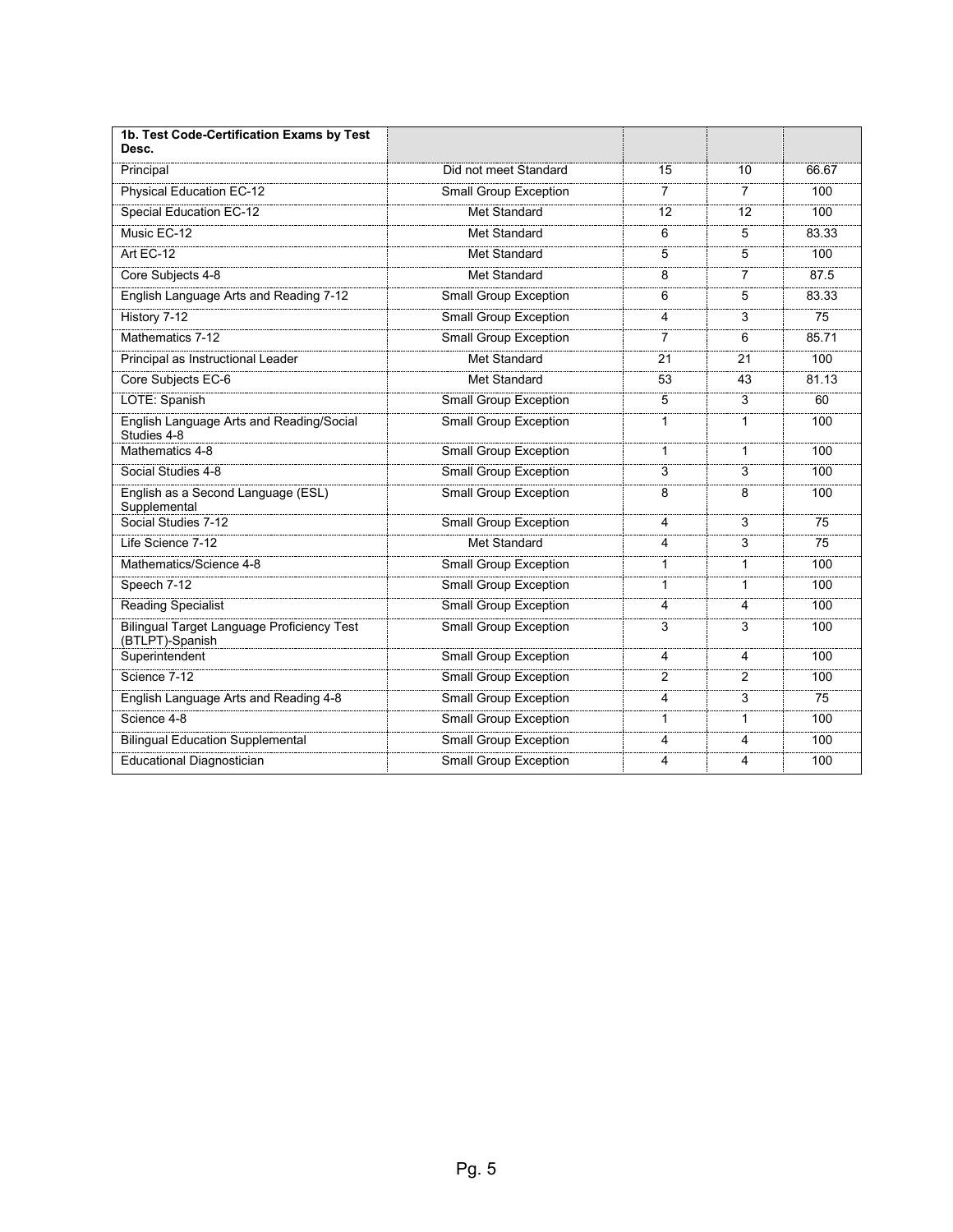| 1b. Test Code-Certification Exams by Test Desc. | | | | |
|---|---|---|---|---|
| Principal | Did not meet Standard | 15 | 10 | 66.67 |
| Physical Education EC-12 | Small Group Exception | 7 | 7 | 100 |
| Special Education EC-12 | Met Standard | 12 | 12 | 100 |
| Music EC-12 | Met Standard | 6 | 5 | 83.33 |
| Art EC-12 | Met Standard | 5 | 5 | 100 |
| Core Subjects 4-8 | Met Standard | 8 | 7 | 87.5 |
| English Language Arts and Reading 7-12 | Small Group Exception | 6 | 5 | 83.33 |
| History 7-12 | Small Group Exception | 4 | 3 | 75 |
| Mathematics 7-12 | Small Group Exception | 7 | 6 | 85.71 |
| Principal as Instructional Leader | Met Standard | 21 | 21 | 100 |
| Core Subjects EC-6 | Met Standard | 53 | 43 | 81.13 |
| LOTE: Spanish | Small Group Exception | 5 | 3 | 60 |
| English Language Arts and Reading/Social Studies 4-8 | Small Group Exception | 1 | 1 | 100 |
| Mathematics 4-8 | Small Group Exception | 1 | 1 | 100 |
| Social Studies 4-8 | Small Group Exception | 3 | 3 | 100 |
| English as a Second Language (ESL) Supplemental | Small Group Exception | 8 | 8 | 100 |
| Social Studies 7-12 | Small Group Exception | 4 | 3 | 75 |
| Life Science 7-12 | Met Standard | 4 | 3 | 75 |
| Mathematics/Science 4-8 | Small Group Exception | 1 | 1 | 100 |
| Speech 7-12 | Small Group Exception | 1 | 1 | 100 |
| Reading Specialist | Small Group Exception | 4 | 4 | 100 |
| Bilingual Target Language Proficiency Test (BTLPT)-Spanish | Small Group Exception | 3 | 3 | 100 |
| Superintendent | Small Group Exception | 4 | 4 | 100 |
| Science 7-12 | Small Group Exception | 2 | 2 | 100 |
| English Language Arts and Reading 4-8 | Small Group Exception | 4 | 3 | 75 |
| Science 4-8 | Small Group Exception | 1 | 1 | 100 |
| Bilingual Education Supplemental | Small Group Exception | 4 | 4 | 100 |
| Educational Diagnostician | Small Group Exception | 4 | 4 | 100 |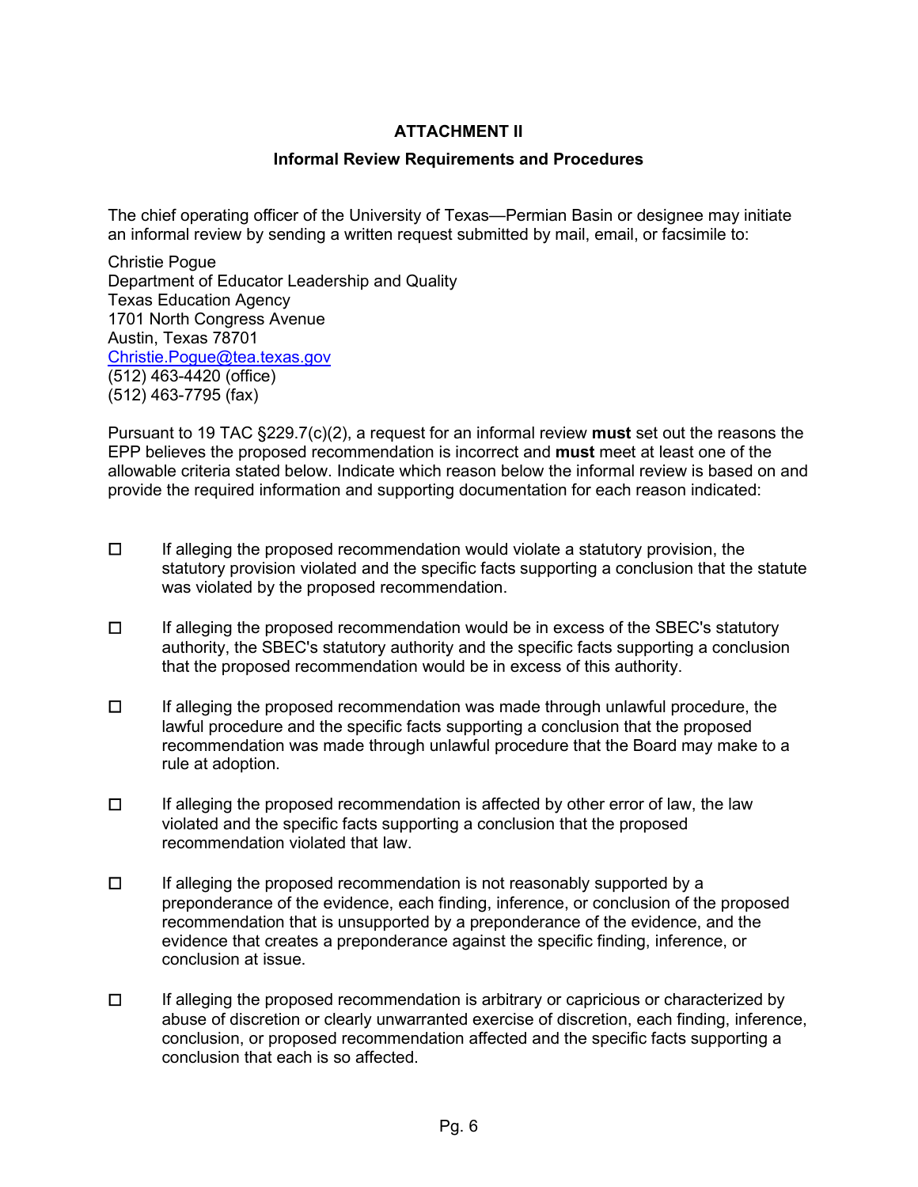# ATTACHMENT II

## Informal Review Requirements and Procedures

The chief operating officer of the University of Texas—Permian Basin or designee may initiate an informal review by sending a written request submitted by mail, email, or facsimile to:

Christie Pogue  
Department of Educator Leadership and Quality  
Texas Education Agency  
1701 North Congress Avenue  
Austin, Texas 78701  
Christie.Pogue@tea.texas.gov  
(512) 463-4420 (office)  
(512) 463-7795 (fax)

Pursuant to 19 TAC §229.7(c)(2), a request for an informal review **must** set out the reasons the EPP believes the proposed recommendation is incorrect and **must** meet at least one of the allowable criteria stated below. Indicate which reason below the informal review is based on and provide the required information and supporting documentation for each reason indicated:

- ☐ If alleging the proposed recommendation would violate a statutory provision, the statutory provision violated and the specific facts supporting a conclusion that the statute was violated by the proposed recommendation.

- ☐ If alleging the proposed recommendation would be in excess of the SBEC's statutory authority, the SBEC's statutory authority and the specific facts supporting a conclusion that the proposed recommendation would be in excess of this authority.

- ☐ If alleging the proposed recommendation was made through unlawful procedure, the lawful procedure and the specific facts supporting a conclusion that the proposed recommendation was made through unlawful procedure that the Board may make to a rule at adoption.

- ☐ If alleging the proposed recommendation is affected by other error of law, the law violated and the specific facts supporting a conclusion that the proposed recommendation violated that law.

- ☐ If alleging the proposed recommendation is not reasonably supported by a preponderance of the evidence, each finding, inference, or conclusion of the proposed recommendation that is unsupported by a preponderance of the evidence, and the evidence that creates a preponderance against the specific finding, inference, or conclusion at issue.

- ☐ If alleging the proposed recommendation is arbitrary or capricious or characterized by abuse of discretion or clearly unwarranted exercise of discretion, each finding, inference, conclusion, or proposed recommendation affected and the specific facts supporting a conclusion that each is so affected.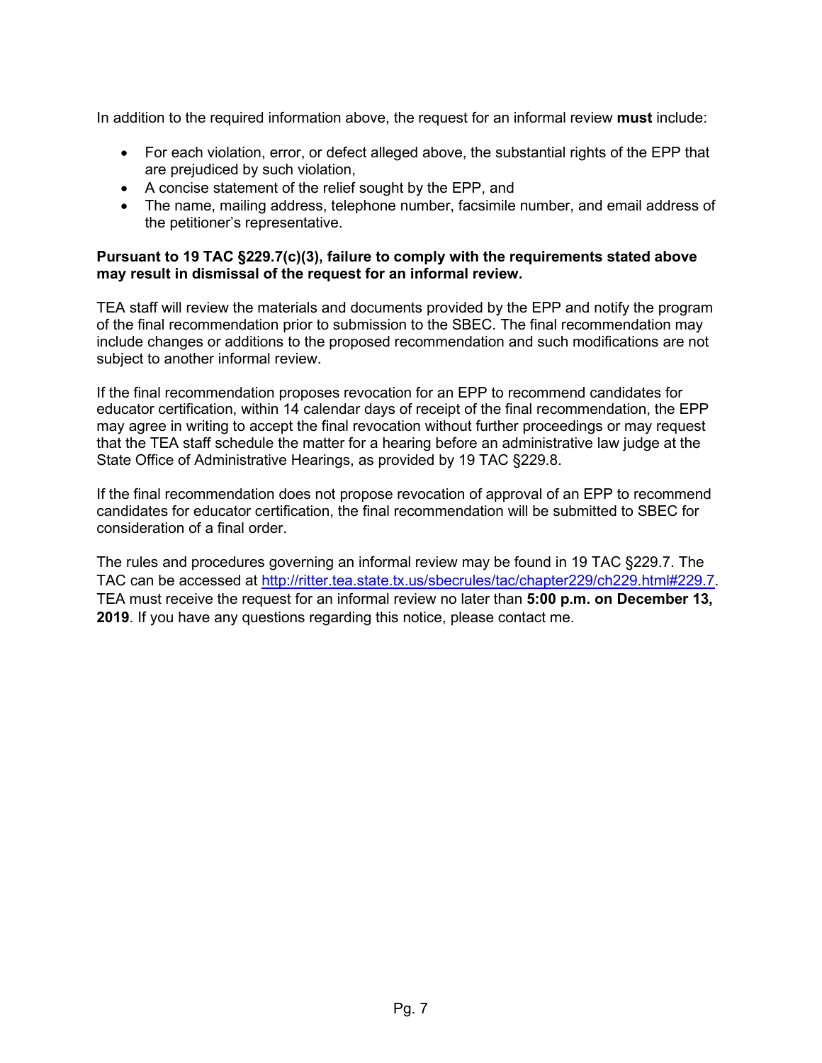In addition to the required information above, the request for an informal review **must** include:

- For each violation, error, or defect alleged above, the substantial rights of the EPP that are prejudiced by such violation,
- A concise statement of the relief sought by the EPP, and
- The name, mailing address, telephone number, facsimile number, and email address of the petitioner's representative.

**Pursuant to 19 TAC §229.7(c)(3), failure to comply with the requirements stated above may result in dismissal of the request for an informal review.**

TEA staff will review the materials and documents provided by the EPP and notify the program of the final recommendation prior to submission to the SBEC. The final recommendation may include changes or additions to the proposed recommendation and such modifications are not subject to another informal review.

If the final recommendation proposes revocation for an EPP to recommend candidates for educator certification, within 14 calendar days of receipt of the final recommendation, the EPP may agree in writing to accept the final revocation without further proceedings or may request that the TEA staff schedule the matter for a hearing before an administrative law judge at the State Office of Administrative Hearings, as provided by 19 TAC §229.8.

If the final recommendation does not propose revocation of approval of an EPP to recommend candidates for educator certification, the final recommendation will be submitted to SBEC for consideration of a final order.

The rules and procedures governing an informal review may be found in 19 TAC §229.7. The TAC can be accessed at [http://ritter.tea.state.tx.us/sbecrules/tac/chapter229/ch229.html#229.7](http://ritter.tea.state.tx.us/sbecrules/tac/chapter229/ch229.html#229.7). TEA must receive the request for an informal review no later than **5:00 p.m. on December 13, 2019**. If you have any questions regarding this notice, please contact me.